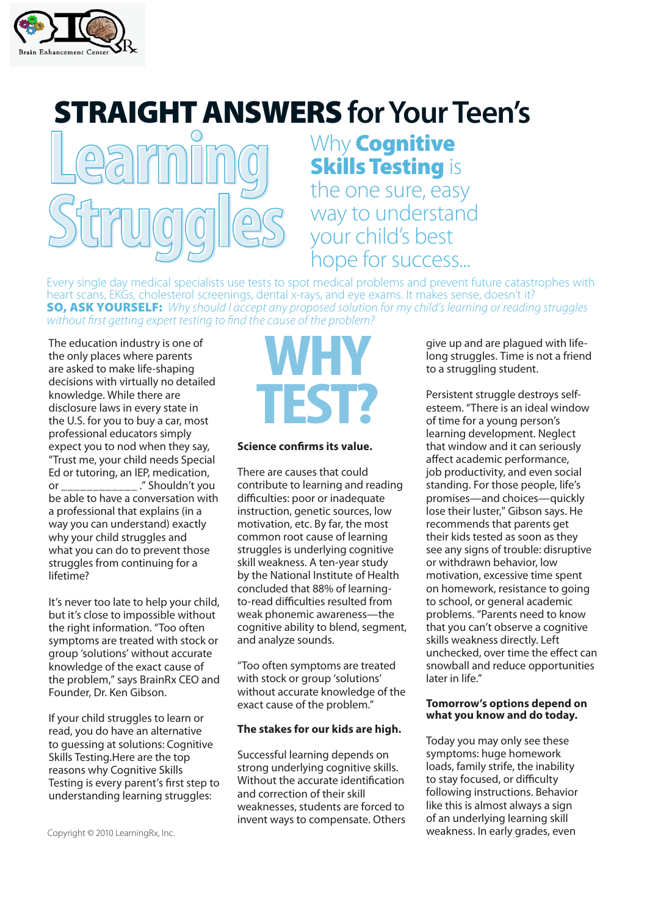Brain Enhancement Center

# STRAIGHT ANSWERS for Your Teen's Learning Struggles

## Why **Cognitive Skills Testing** is the one sure, easy way to understand your child's best hope for success...

Every single day medical specialists use tests to spot medical problems and prevent future catastrophes with heart scans, EKGs, cholesterol screenings, dental x-rays, and eye exams. It makes sense, doesn't it?

**SO, ASK YOURSELF:** *Why should I accept any proposed solution for my child's learning or reading struggles without first getting expert testing to find the cause of the problem?*

The education industry is one of the only places where parents are asked to make life-shaping decisions with virtually no detailed knowledge. While there are disclosure laws in every state in the U.S. for you to buy a car, most professional educators simply expect you to nod when they say, "Trust me, your child needs Special Ed or tutoring, an IEP, medication, or ____________." Shouldn't you be able to have a conversation with a professional that explains (in a way you can understand) exactly why your child struggles and what you can do to prevent those struggles from continuing for a lifetime?

It's never too late to help your child, but it's close to impossible without the right information. "Too often symptoms are treated with stock or group 'solutions' without accurate knowledge of the exact cause of the problem," says BrainRx CEO and Founder, Dr. Ken Gibson.

If your child struggles to learn or read, you do have an alternative to guessing at solutions: Cognitive Skills Testing.Here are the top reasons why Cognitive Skills Testing is every parent's first step to understanding learning struggles:

# WHY TEST?

**Science confirms its value.**

There are causes that could contribute to learning and reading difficulties: poor or inadequate instruction, genetic sources, low motivation, etc. By far, the most common root cause of learning struggles is underlying cognitive skill weakness. A ten-year study by the National Institute of Health concluded that 88% of learning-to-read difficulties resulted from weak phonemic awareness—the cognitive ability to blend, segment, and analyze sounds.

"Too often symptoms are treated with stock or group 'solutions' without accurate knowledge of the exact cause of the problem."

**The stakes for our kids are high.**

Successful learning depends on strong underlying cognitive skills. Without the accurate identification and correction of their skill weaknesses, students are forced to invent ways to compensate. Others give up and are plagued with life-long struggles. Time is not a friend to a struggling student.

Persistent struggle destroys self-esteem. "There is an ideal window of time for a young person's learning development. Neglect that window and it can seriously affect academic performance, job productivity, and even social standing. For those people, life's promises—and choices—quickly lose their luster," Gibson says. He recommends that parents get their kids tested as soon as they see any signs of trouble: disruptive or withdrawn behavior, low motivation, excessive time spent on homework, resistance to going to school, or general academic problems. "Parents need to know that you can't observe a cognitive skills weakness directly. Left unchecked, over time the effect can snowball and reduce opportunities later in life."

**Tomorrow's options depend on what you know and do today.**

Today you may only see these symptoms: huge homework loads, family strife, the inability to stay focused, or difficulty following instructions. Behavior like this is almost always a sign of an underlying learning skill weakness. In early grades, even

Copyright © 2010 LearningRx, Inc.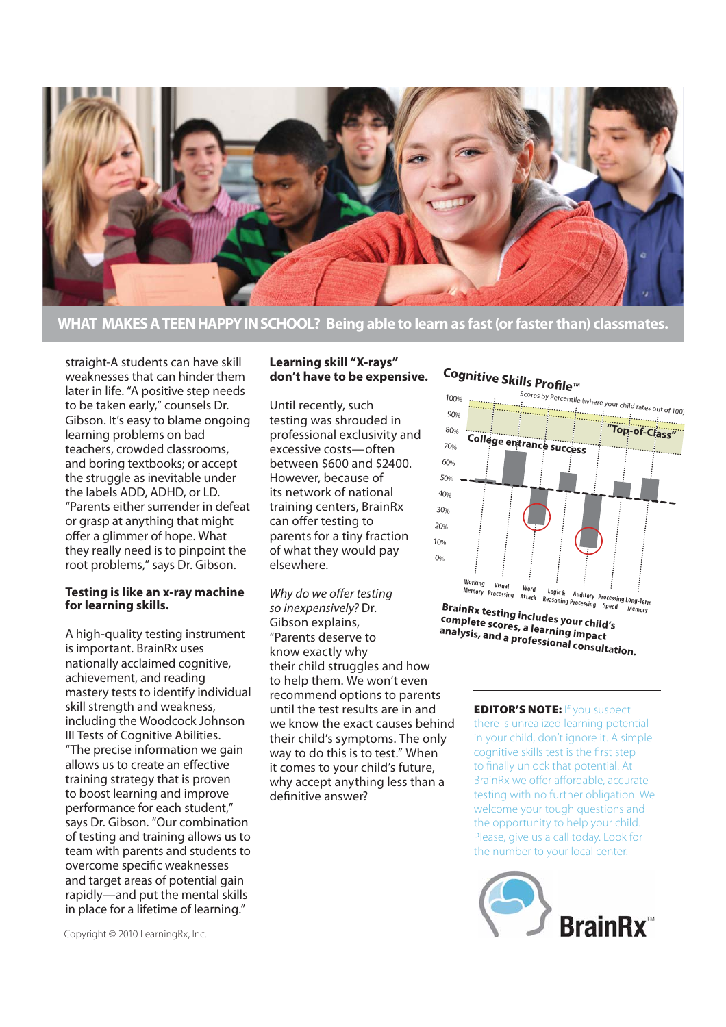**WHAT MAKES A TEEN HAPPY IN SCHOOL? Being able to learn as fast (or faster than) classmates.**

straight-A students can have skill weaknesses that can hinder them later in life. "A positive step needs to be taken early," counsels Dr. Gibson. It's easy to blame ongoing learning problems on bad teachers, crowded classrooms, and boring textbooks; or accept the struggle as inevitable under the labels ADD, ADHD, or LD. "Parents either surrender in defeat or grasp at anything that might offer a glimmer of hope. What they really need is to pinpoint the root problems," says Dr. Gibson.

**Testing is like an x-ray machine for learning skills.**

A high-quality testing instrument is important. BrainRx uses nationally acclaimed cognitive, achievement, and reading mastery tests to identify individual skill strength and weakness, including the Woodcock Johnson III Tests of Cognitive Abilities. "The precise information we gain allows us to create an effective training strategy that is proven to boost learning and improve performance for each student," says Dr. Gibson. "Our combination of testing and training allows us to team with parents and students to overcome specific weaknesses and target areas of potential gain rapidly—and put the mental skills in place for a lifetime of learning."

**Learning skill "X-rays" don't have to be expensive.**

Until recently, such testing was shrouded in professional exclusivity and excessive costs—often between $600 and $2400. However, because of its network of national training centers, BrainRx can offer testing to parents for a tiny fraction of what they would pay elsewhere.

*Why do we offer testing so inexpensively?* Dr. Gibson explains, "Parents deserve to know exactly why their child struggles and how to help them. We won't even recommend options to parents until the test results are in and we know the exact causes behind their child's symptoms. The only way to do this is to test." When it comes to your child's future, why accept anything less than a definitive answer?

**Cognitive Skills Profile™**

Scores by Percentile (where your child rates out of 100)

100% 90% 80% 70% 60% 50% 40% 30% 20% 10% 0%

"Top-of-Class"

College entrance success

Working Memory, Visual Processing, Word Attack, Logic & Reasoning, Auditory Processing, Processing Speed, Long-Term Memory

**BrainRx testing includes your child's complete scores, a learning impact analysis, and a professional consultation.**

**EDITOR'S NOTE:** If you suspect there is unrealized learning potential in your child, don't ignore it. A simple cognitive skills test is the first step to finally unlock that potential. At BrainRx we offer affordable, accurate testing with no further obligation. We welcome your tough questions and the opportunity to help your child. Please, give us a call today. Look for the number to your local center.

BrainRx™

Copyright © 2010 LearningRx, Inc.